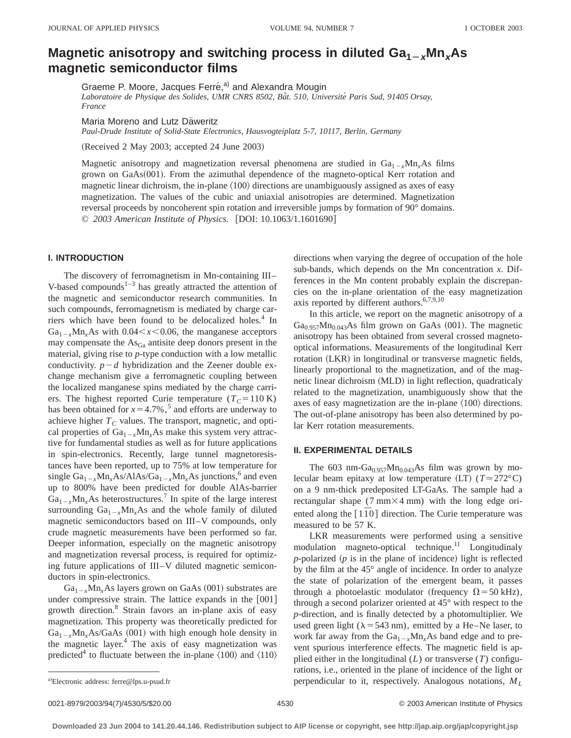# Magnetic anisotropy and switching process in diluted $Ga_{1-x}Mn_xAs$ magnetic semiconductor films

Graeme P. Moore, Jacques Ferré,[a] and Alexandra Mougin
*Laboratoire de Physique des Solides, UMR CNRS 8502, Bât. 510, Université Paris Sud, 91405 Orsay, France*

Maria Moreno and Lutz Däweritz
*Paul-Drude Institute of Solid-State Electronics, Hausvogteiplatz 5-7, 10117, Berlin, Germany*

(Received 2 May 2003; accepted 24 June 2003)

Magnetic anisotropy and magnetization reversal phenomena are studied in $Ga_{1-x}Mn_xAs$ films grown on GaAs(001). From the azimuthal dependence of the magneto-optical Kerr rotation and magnetic linear dichroism, the in-plane ⟨100⟩ directions are unambiguously assigned as axes of easy magnetization. The values of the cubic and uniaxial anisotropies are determined. Magnetization reversal proceeds by noncoherent spin rotation and irreversible jumps by formation of 90° domains. © *2003 American Institute of Physics.* [DOI: 10.1063/1.1601690]

## I. INTRODUCTION

The discovery of ferromagnetism in Mn-containing III–V-based compounds[1–3] has greatly attracted the attention of the magnetic and semiconductor research communities. In such compounds, ferromagnetism is mediated by charge carriers which have been found to be delocalized holes.[4] In $Ga_{1-x}Mn_xAs$ with $0.04<x<0.06$, the manganese acceptors may compensate the $As_{Ga}$ antisite deep donors present in the material, giving rise to *p*-type conduction with a low metallic conductivity. $p-d$ hybridization and the Zeener double exchange mechanism give a ferromagnetic coupling between the localized manganese spins mediated by the charge carriers. The highest reported Curie temperature ($T_C=110$ K) has been obtained for $x=4.7\%$,[5] and efforts are underway to achieve higher $T_C$ values. The transport, magnetic, and optical properties of $Ga_{1-x}Mn_xAs$ make this system very attractive for fundamental studies as well as for future applications in spin-electronics. Recently, large tunnel magnetoresistances have been reported, up to 75% at low temperature for single $Ga_{1-x}Mn_xAs/AlAs/Ga_{1-x}Mn_xAs$ junctions,[6] and even up to 800% have been predicted for double AlAs-barrier $Ga_{1-x}Mn_xAs$ heterostructures.[7] In spite of the large interest surrounding $Ga_{1-x}Mn_xAs$ and the whole family of diluted magnetic semiconductors based on III–V compounds, only crude magnetic measurements have been performed so far. Deeper information, especially on the magnetic anisotropy and magnetization reversal process, is required for optimizing future applications of III–V diluted magnetic semiconductors in spin-electronics.

$Ga_{1-x}Mn_xAs$ layers grown on GaAs (001) substrates are under compressive strain. The lattice expands in the [001] growth direction.[8] Strain favors an in-plane axis of easy magnetization. This property was theoretically predicted for $Ga_{1-x}Mn_xAs$/GaAs (001) with high enough hole density in the magnetic layer.[4] The axis of easy magnetization was predicted[4] to fluctuate between the in-plane ⟨100⟩ and ⟨110⟩ directions when varying the degree of occupation of the hole sub-bands, which depends on the Mn concentration *x*. Differences in the Mn content probably explain the discrepancies on the in-plane orientation of the easy magnetization axis reported by different authors.[6,7,9,10]

In this article, we report on the magnetic anisotropy of a $Ga_{0.957}Mn_{0.043}As$ film grown on GaAs (001). The magnetic anisotropy has been obtained from several crossed magneto-optical informations. Measurements of the longitudinal Kerr rotation (LKR) in longitudinal or transverse magnetic fields, linearly proportional to the magnetization, and of the magnetic linear dichroism (MLD) in light reflection, quadraticaly related to the magnetization, unambiguously show that the axes of easy magnetization are the in-plane ⟨100⟩ directions. The out-of-plane anisotropy has been also determined by polar Kerr rotation measurements.

## II. EXPERIMENTAL DETAILS

The 603 nm-$Ga_{0.957}Mn_{0.043}As$ film was grown by molecular beam epitaxy at low temperature (LT) ($T\simeq272°$C) on a 9 nm-thick predeposited LT-GaAs. The sample had a rectangular shape ($7\ \text{mm}\times4\ \text{mm}$) with the long edge oriented along the $[1\bar{1}0]$ direction. The Curie temperature was measured to be 57 K.

LKR measurements were performed using a sensitive modulation magneto-optical technique.[11] Longitudinaly *p*-polarized (*p* is in the plane of incidence) light is reflected by the film at the 45° angle of incidence. In order to analyze the state of polarization of the emergent beam, it passes through a photoelastic modulator (frequency $\Omega=50$ kHz), through a second polarizer oriented at 45° with respect to the *p*-direction, and is finally detected by a photomultiplier. We used green light ($\lambda=543$ nm), emitted by a He–Ne laser, to work far away from the $Ga_{1-x}Mn_xAs$ band edge and to prevent spurious interference effects. The magnetic field is applied either in the longitudinal ($L$) or transverse ($T$) configurations, i.e., oriented in the plane of incidence of the light or perpendicular to it, respectively. Analogous notations, $M_L$

[a]Electronic address: ferre@lps.u-psud.fr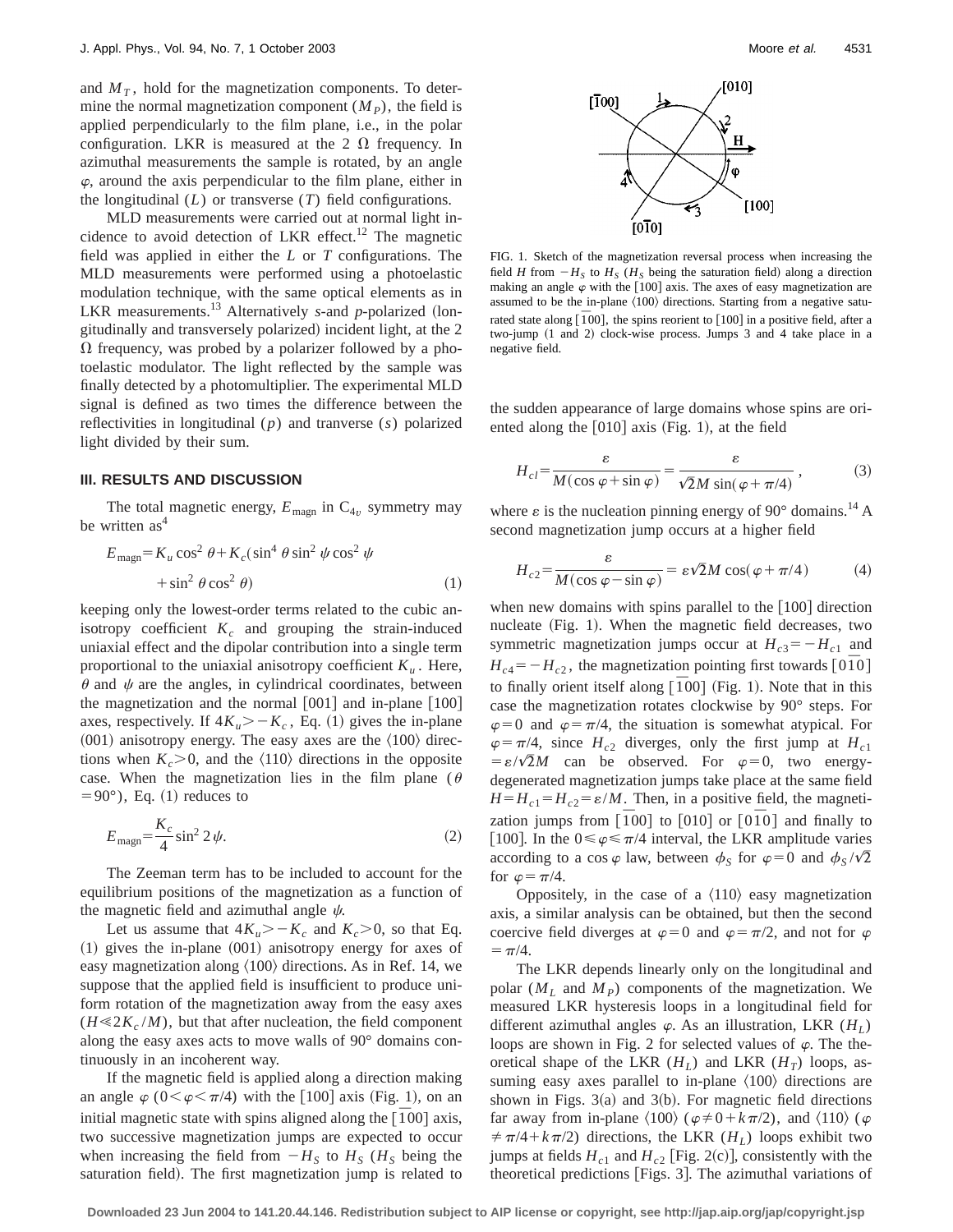and $M_T$, hold for the magnetization components. To determine the normal magnetization component ($M_P$), the field is applied perpendicularly to the film plane, i.e., in the polar configuration. LKR is measured at the 2 Ω frequency. In azimuthal measurements the sample is rotated, by an angle $\varphi$, around the axis perpendicular to the film plane, either in the longitudinal ($L$) or transverse ($T$) field configurations.

MLD measurements were carried out at normal light incidence to avoid detection of LKR effect.[12] The magnetic field was applied in either the $L$ or $T$ configurations. The MLD measurements were performed using a photoelastic modulation technique, with the same optical elements as in LKR measurements.[13] Alternatively $s$-and $p$-polarized (longitudinally and transversely polarized) incident light, at the 2 Ω frequency, was probed by a polarizer followed by a photoelastic modulator. The light reflected by the sample was finally detected by a photomultiplier. The experimental MLD signal is defined as two times the difference between the reflectivities in longitudinal ($p$) and tranverse ($s$) polarized light divided by their sum.

### III. RESULTS AND DISCUSSION

The total magnetic energy, $E_{\text{magn}}$ in $C_{4v}$ symmetry may be written as[4]

$$E_{\text{magn}} = K_u \cos^2 \theta + K_c(\sin^4 \theta \sin^2 \psi \cos^2 \psi + \sin^2 \theta \cos^2 \theta) \tag{1}$$

keeping only the lowest-order terms related to the cubic anisotropy coefficient $K_c$ and grouping the strain-induced uniaxial effect and the dipolar contribution into a single term proportional to the uniaxial anisotropy coefficient $K_u$. Here, $\theta$ and $\psi$ are the angles, in cylindrical coordinates, between the magnetization and the normal [001] and in-plane [100] axes, respectively. If $4K_u > -K_c$, Eq. (1) gives the in-plane (001) anisotropy energy. The easy axes are the ⟨100⟩ directions when $K_c > 0$, and the ⟨110⟩ directions in the opposite case. When the magnetization lies in the film plane ($\theta = 90°$), Eq. (1) reduces to

$$E_{\text{magn}} = \frac{K_c}{4} \sin^2 2\psi. \tag{2}$$

The Zeeman term has to be included to account for the equilibrium positions of the magnetization as a function of the magnetic field and azimuthal angle $\psi$.

Let us assume that $4K_u > -K_c$ and $K_c > 0$, so that Eq. (1) gives the in-plane (001) anisotropy energy for axes of easy magnetization along ⟨100⟩ directions. As in Ref. 14, we suppose that the applied field is insufficient to produce uniform rotation of the magnetization away from the easy axes ($H \ll 2K_c/M$), but that after nucleation, the field component along the easy axes acts to move walls of 90° domains continuously in an incoherent way.

If the magnetic field is applied along a direction making an angle $\varphi$ ($0 < \varphi < \pi/4$) with the [100] axis (Fig. 1), on an initial magnetic state with spins aligned along the $[\bar{1}00]$ axis, two successive magnetization jumps are expected to occur when increasing the field from $-H_S$ to $H_S$ ($H_S$ being the saturation field). The first magnetization jump is related to

FIG. 1. Sketch of the magnetization reversal process when increasing the field $H$ from $-H_S$ to $H_S$ ($H_S$ being the saturation field) along a direction making an angle $\varphi$ with the [100] axis. The axes of easy magnetization are assumed to be the in-plane ⟨100⟩ directions. Starting from a negative saturated state along $[\bar{1}00]$, the spins reorient to [100] in a positive field, after a two-jump (1 and 2) clock-wise process. Jumps 3 and 4 take place in a negative field.

the sudden appearance of large domains whose spins are oriented along the [010] axis (Fig. 1), at the field

$$H_{cl} = \frac{\varepsilon}{M(\cos \varphi + \sin \varphi)} = \frac{\varepsilon}{\sqrt{2}M \sin(\varphi + \pi/4)}, \tag{3}$$

where $\varepsilon$ is the nucleation pinning energy of 90° domains.[14] A second magnetization jump occurs at a higher field

$$H_{c2} = \frac{\varepsilon}{M(\cos \varphi - \sin \varphi)} = \varepsilon\sqrt{2}M \cos(\varphi + \pi/4) \tag{4}$$

when new domains with spins parallel to the [100] direction nucleate (Fig. 1). When the magnetic field decreases, two symmetric magnetization jumps occur at $H_{c3} = -H_{c1}$ and $H_{c4} = -H_{c2}$, the magnetization pointing first towards $[0\bar{1}0]$ to finally orient itself along $[\bar{1}00]$ (Fig. 1). Note that in this case the magnetization rotates clockwise by 90° steps. For $\varphi = 0$ and $\varphi = \pi/4$, the situation is somewhat atypical. For $\varphi = \pi/4$, since $H_{c2}$ diverges, only the first jump at $H_{c1} = \varepsilon/\sqrt{2}M$ can be observed. For $\varphi = 0$, two energy-degenerated magnetization jumps take place at the same field $H = H_{c1} = H_{c2} = \varepsilon/M$. Then, in a positive field, the magnetization jumps from $[\bar{1}00]$ to [010] or $[0\bar{1}0]$ and finally to [100]. In the $0 \leq \varphi \leq \pi/4$ interval, the LKR amplitude varies according to a $\cos \varphi$ law, between $\phi_S$ for $\varphi = 0$ and $\phi_S/\sqrt{2}$ for $\varphi = \pi/4$.

Oppositely, in the case of a ⟨110⟩ easy magnetization axis, a similar analysis can be obtained, but then the second coercive field diverges at $\varphi = 0$ and $\varphi = \pi/2$, and not for $\varphi = \pi/4$.

The LKR depends linearly only on the longitudinal and polar ($M_L$ and $M_P$) components of the magnetization. We measured LKR hysteresis loops in a longitudinal field for different azimuthal angles $\varphi$. As an illustration, LKR ($H_L$) loops are shown in Fig. 2 for selected values of $\varphi$. The theoretical shape of the LKR ($H_L$) and LKR ($H_T$) loops, assuming easy axes parallel to in-plane ⟨100⟩ directions are shown in Figs. 3(a) and 3(b). For magnetic field directions far away from in-plane ⟨100⟩ ($\varphi \neq 0 + k\pi/2$), and ⟨110⟩ ($\varphi \neq \pi/4 + k\pi/2$) directions, the LKR ($H_L$) loops exhibit two jumps at fields $H_{c1}$ and $H_{c2}$ [Fig. 2(c)], consistently with the theoretical predictions [Figs. 3]. The azimuthal variations of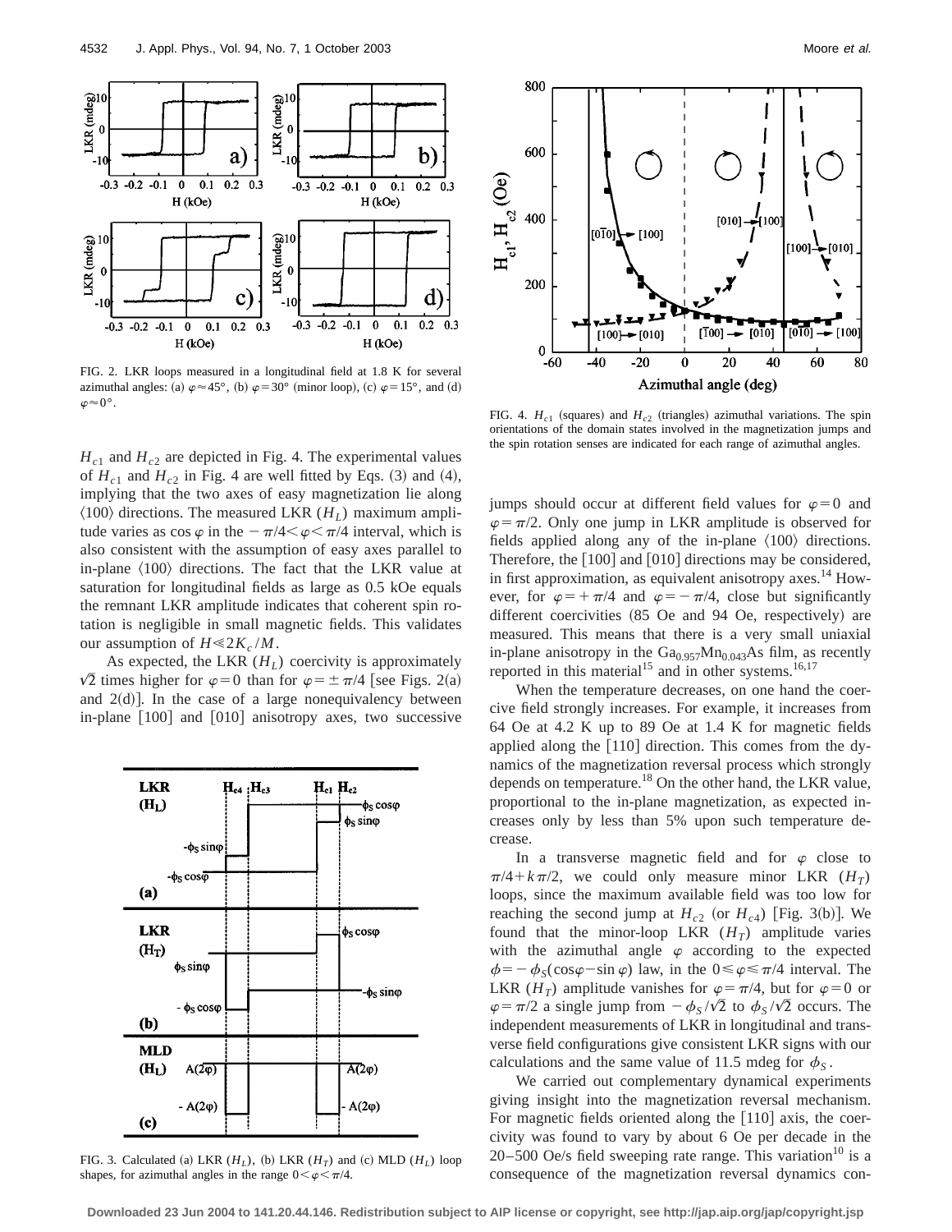FIG. 2. LKR loops measured in a longitudinal field at 1.8 K for several azimuthal angles: (a) $\varphi \approx 45°$, (b) $\varphi = 30°$ (minor loop), (c) $\varphi = 15°$, and (d) $\varphi \approx 0°$.

FIG. 4. $H_{c1}$ (squares) and $H_{c2}$ (triangles) azimuthal variations. The spin orientations of the domain states involved in the magnetization jumps and the spin rotation senses are indicated for each range of azimuthal angles.

$H_{c1}$ and $H_{c2}$ are depicted in Fig. 4. The experimental values of $H_{c1}$ and $H_{c2}$ in Fig. 4 are well fitted by Eqs. (3) and (4), implying that the two axes of easy magnetization lie along $\langle 100 \rangle$ directions. The measured LKR ($H_L$) maximum amplitude varies as $\cos\varphi$ in the $-\pi/4 < \varphi < \pi/4$ interval, which is also consistent with the assumption of easy axes parallel to in-plane $\langle 100 \rangle$ directions. The fact that the LKR value at saturation for longitudinal fields as large as 0.5 kOe equals the remnant LKR amplitude indicates that coherent spin rotation is negligible in small magnetic fields. This validates our assumption of $H \ll 2K_c/M$.

As expected, the LKR ($H_L$) coercivity is approximately $\sqrt{2}$ times higher for $\varphi = 0$ than for $\varphi = \pm\pi/4$ [see Figs. 2(a) and 2(d)]. In the case of a large nonequivalency between in-plane [100] and [010] anisotropy axes, two successive jumps should occur at different field values for $\varphi = 0$ and $\varphi = \pi/2$. Only one jump in LKR amplitude is observed for fields applied along any of the in-plane $\langle 100 \rangle$ directions. Therefore, the [100] and [010] directions may be considered, in first approximation, as equivalent anisotropy axes.[14] However, for $\varphi = +\pi/4$ and $\varphi = -\pi/4$, close but significantly different coercivities (85 Oe and 94 Oe, respectively) are measured. This means that there is a very small uniaxial in-plane anisotropy in the $Ga_{0.957}Mn_{0.043}As$ film, as recently reported in this material[15] and in other systems.[16,17]

When the temperature decreases, on one hand the coercive field strongly increases. For example, it increases from 64 Oe at 4.2 K up to 89 Oe at 1.4 K for magnetic fields applied along the [110] direction. This comes from the dynamics of the magnetization reversal process which strongly depends on temperature.[18] On the other hand, the LKR value, proportional to the in-plane magnetization, as expected increases only by less than 5% upon such temperature decrease.

In a transverse magnetic field and for $\varphi$ close to $\pi/4 + k\pi/2$, we could only measure minor LKR ($H_T$) loops, since the maximum available field was too low for reaching the second jump at $H_{c2}$ (or $H_{c4}$) [Fig. 3(b)]. We found that the minor-loop LKR ($H_T$) amplitude varies with the azimuthal angle $\varphi$ according to the expected $\phi = -\phi_S(\cos\varphi - \sin\varphi)$ law, in the $0 \leq \varphi \leq \pi/4$ interval. The LKR ($H_T$) amplitude vanishes for $\varphi = \pi/4$, but for $\varphi = 0$ or $\varphi = \pi/2$ a single jump from $-\phi_S/\sqrt{2}$ to $\phi_S/\sqrt{2}$ occurs. The independent measurements of LKR in longitudinal and transverse field configurations give consistent LKR signs with our calculations and the same value of 11.5 mdeg for $\phi_S$.

We carried out complementary dynamical experiments giving insight into the magnetization reversal mechanism. For magnetic fields oriented along the [110] axis, the coercivity was found to vary by about 6 Oe per decade in the 20–500 Oe/s field sweeping rate range. This variation[10] is a consequence of the magnetization reversal dynamics con-

FIG. 3. Calculated (a) LKR ($H_L$), (b) LKR ($H_T$) and (c) MLD ($H_L$) loop shapes, for azimuthal angles in the range $0 < \varphi < \pi/4$.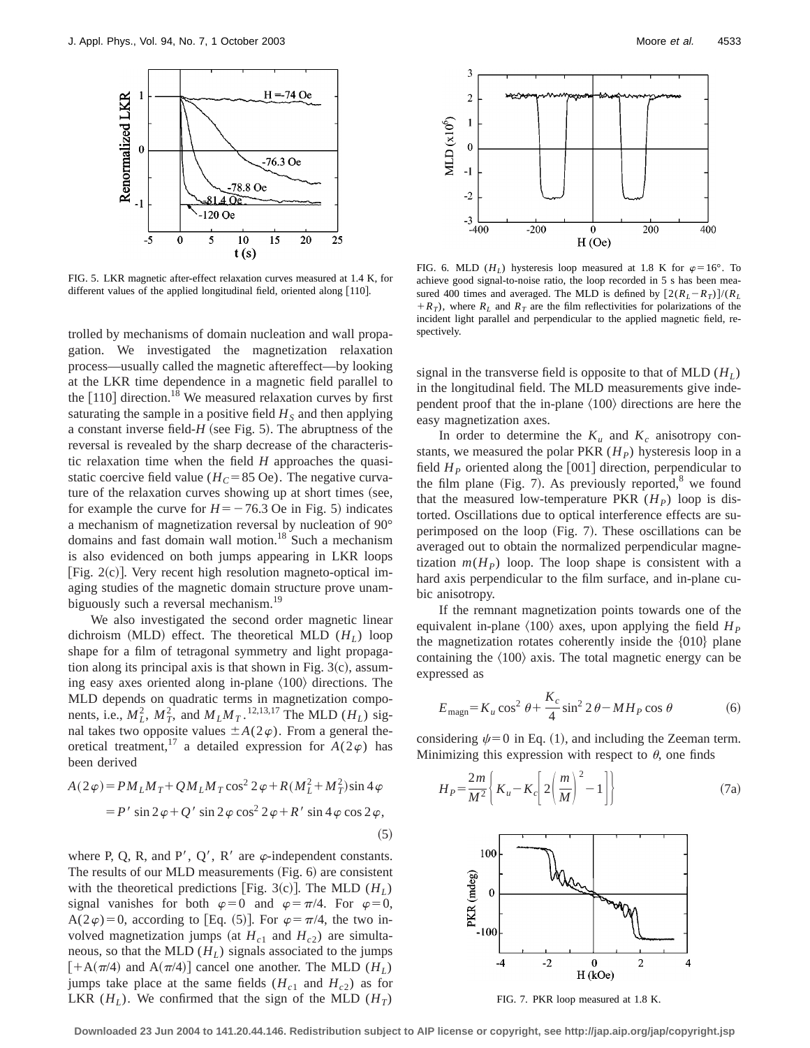FIG. 5. LKR magnetic after-effect relaxation curves measured at 1.4 K, for different values of the applied longitudinal field, oriented along [110].

trolled by mechanisms of domain nucleation and wall propagation. We investigated the magnetization relaxation process—usually called the magnetic aftereffect—by looking at the LKR time dependence in a magnetic field parallel to the [110] direction.[18] We measured relaxation curves by first saturating the sample in a positive field $H_S$ and then applying a constant inverse field-$H$ (see Fig. 5). The abruptness of the reversal is revealed by the sharp decrease of the characteristic relaxation time when the field $H$ approaches the quasistatic coercive field value ($H_C = 85$ Oe). The negative curvature of the relaxation curves showing up at short times (see, for example the curve for $H = -76.3$ Oe in Fig. 5) indicates a mechanism of magnetization reversal by nucleation of 90° domains and fast domain wall motion.[18] Such a mechanism is also evidenced on both jumps appearing in LKR loops [Fig. 2(c)]. Very recent high resolution magneto-optical imaging studies of the magnetic domain structure prove unambiguously such a reversal mechanism.[19]

We also investigated the second order magnetic linear dichroism (MLD) effect. The theoretical MLD ($H_L$) loop shape for a film of tetragonal symmetry and light propagation along its principal axis is that shown in Fig. 3(c), assuming easy axes oriented along in-plane ⟨100⟩ directions. The MLD depends on quadratic terms in magnetization components, i.e., $M_L^2$, $M_T^2$, and $M_L M_T$.[12,13,17] The MLD ($H_L$) signal takes two opposite values $\pm A(2\varphi)$. From a general theoretical treatment,[17] a detailed expression for $A(2\varphi)$ has been derived

$$A(2\varphi) = P M_L M_T + Q M_L M_T \cos^2 2\varphi + R(M_L^2 + M_T^2)\sin 4\varphi$$
$$= P' \sin 2\varphi + Q' \sin 2\varphi \cos^2 2\varphi + R' \sin 4\varphi \cos 2\varphi, \tag{5}$$

where P, Q, R, and P′, Q′, R′ are $\varphi$-independent constants. The results of our MLD measurements (Fig. 6) are consistent with the theoretical predictions [Fig. 3(c)]. The MLD ($H_L$) signal vanishes for both $\varphi = 0$ and $\varphi = \pi/4$. For $\varphi = 0$, $A(2\varphi) = 0$, according to [Eq. (5)]. For $\varphi = \pi/4$, the two involved magnetization jumps (at $H_{c1}$ and $H_{c2}$) are simultaneous, so that the MLD ($H_L$) signals associated to the jumps [$+A(\pi/4)$ and $A(\pi/4)$] cancel one another. The MLD ($H_L$) jumps take place at the same fields ($H_{c1}$ and $H_{c2}$) as for LKR ($H_L$). We confirmed that the sign of the MLD ($H_T$) signal in the transverse field is opposite to that of MLD ($H_L$) in the longitudinal field. The MLD measurements give independent proof that the in-plane ⟨100⟩ directions are here the easy magnetization axes.

FIG. 6. MLD ($H_L$) hysteresis loop measured at 1.8 K for $\varphi = 16°$. To achieve good signal-to-noise ratio, the loop recorded in 5 s has been measured 400 times and averaged. The MLD is defined by $[2(R_L - R_T)]/(R_L + R_T)$, where $R_L$ and $R_T$ are the film reflectivities for polarizations of the incident light parallel and perpendicular to the applied magnetic field, respectively.

In order to determine the $K_u$ and $K_c$ anisotropy constants, we measured the polar PKR ($H_P$) hysteresis loop in a field $H_P$ oriented along the [001] direction, perpendicular to the film plane (Fig. 7). As previously reported,[8] we found that the measured low-temperature PKR ($H_P$) loop is distorted. Oscillations due to optical interference effects are superimposed on the loop (Fig. 7). These oscillations can be averaged out to obtain the normalized perpendicular magnetization $m(H_P)$ loop. The loop shape is consistent with a hard axis perpendicular to the film surface, and in-plane cubic anisotropy.

If the remnant magnetization points towards one of the equivalent in-plane ⟨100⟩ axes, upon applying the field $H_P$ the magnetization rotates coherently inside the {010} plane containing the ⟨100⟩ axis. The total magnetic energy can be expressed as

$$E_{\text{magn}} = K_u \cos^2 \theta + \frac{K_c}{4} \sin^2 2\theta - M H_P \cos \theta \tag{6}$$

considering $\psi = 0$ in Eq. (1), and including the Zeeman term. Minimizing this expression with respect to $\theta$, one finds

$$H_P = \frac{2m}{M^2} \left\{ K_u - K_c \left[ 2\left(\frac{m}{M}\right)^2 - 1 \right] \right\} \tag{7a}$$

FIG. 7. PKR loop measured at 1.8 K.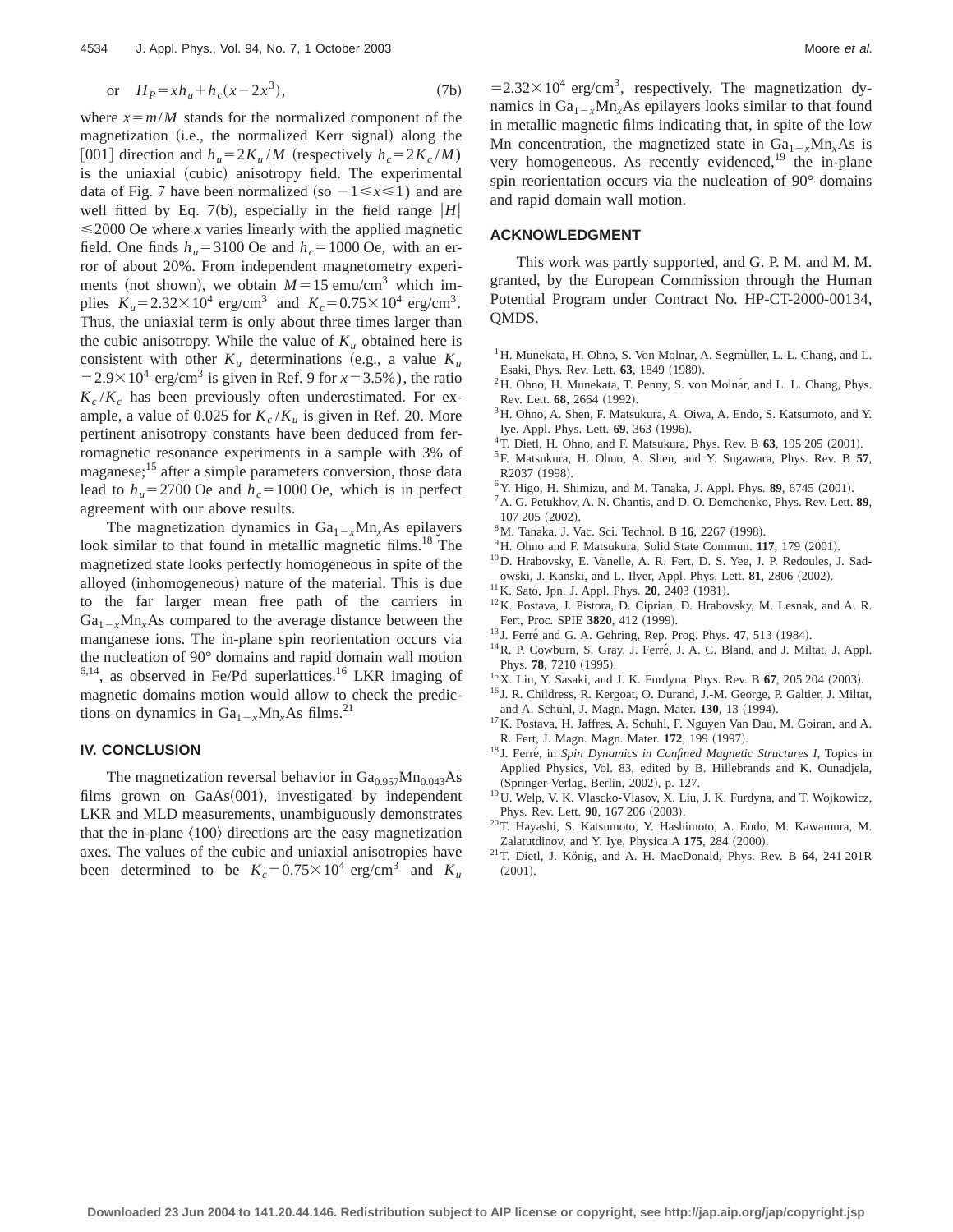$$\text{or} \quad H_P = x h_u + h_c(x - 2x^3), \tag{7b}$$

where $x = m/M$ stands for the normalized component of the magnetization (i.e., the normalized Kerr signal) along the [001] direction and $h_u = 2K_u/M$ (respectively $h_c = 2K_c/M$) is the uniaxial (cubic) anisotropy field. The experimental data of Fig. 7 have been normalized (so $-1 \leq x \leq 1$) and are well fitted by Eq. 7(b), especially in the field range $|H| \leq 2000$ Oe where $x$ varies linearly with the applied magnetic field. One finds $h_u = 3100$ Oe and $h_c = 1000$ Oe, with an error of about 20%. From independent magnetometry experiments (not shown), we obtain $M = 15$ emu/cm$^3$ which implies $K_u = 2.32 \times 10^4$ erg/cm$^3$ and $K_c = 0.75 \times 10^4$ erg/cm$^3$. Thus, the uniaxial term is only about three times larger than the cubic anisotropy. While the value of $K_u$ obtained here is consistent with other $K_u$ determinations (e.g., a value $K_u = 2.9 \times 10^4$ erg/cm$^3$ is given in Ref. 9 for $x = 3.5\%$), the ratio $K_c/K_c$ has been previously often underestimated. For example, a value of 0.025 for $K_c/K_u$ is given in Ref. 20. More pertinent anisotropy constants have been deduced from ferromagnetic resonance experiments in a sample with 3% of maganese;[15] after a simple parameters conversion, those data lead to $h_u = 2700$ Oe and $h_c = 1000$ Oe, which is in perfect agreement with our above results.

The magnetization dynamics in $Ga_{1-x}Mn_xAs$ epilayers look similar to that found in metallic magnetic films.[18] The magnetized state looks perfectly homogeneous in spite of the alloyed (inhomogeneous) nature of the material. This is due to the far larger mean free path of the carriers in $Ga_{1-x}Mn_xAs$ compared to the average distance between the manganese ions. The in-plane spin reorientation occurs via the nucleation of 90° domains and rapid domain wall motion [6,14], as observed in Fe/Pd superlattices.[16] LKR imaging of magnetic domains motion would allow to check the predictions on dynamics in $Ga_{1-x}Mn_xAs$ films.[21]

## IV. CONCLUSION

The magnetization reversal behavior in $Ga_{0.957}Mn_{0.043}As$ films grown on GaAs(001), investigated by independent LKR and MLD measurements, unambiguously demonstrates that the in-plane ⟨100⟩ directions are the easy magnetization axes. The values of the cubic and uniaxial anisotropies have been determined to be $K_c = 0.75 \times 10^4$ erg/cm$^3$ and $K_u = 2.32 \times 10^4$ erg/cm$^3$, respectively. The magnetization dynamics in $Ga_{1-x}Mn_xAs$ epilayers looks similar to that found in metallic magnetic films indicating that, in spite of the low Mn concentration, the magnetized state in $Ga_{1-x}Mn_xAs$ is very homogeneous. As recently evidenced,[19] the in-plane spin reorientation occurs via the nucleation of 90° domains and rapid domain wall motion.

## ACKNOWLEDGMENT

This work was partly supported, and G. P. M. and M. M. granted, by the European Commission through the Human Potential Program under Contract No. HP-CT-2000-00134, QMDS.

[1] H. Munekata, H. Ohno, S. Von Molnar, A. Segmüller, L. L. Chang, and L. Esaki, Phys. Rev. Lett. **63**, 1849 (1989).

[2] H. Ohno, H. Munekata, T. Penny, S. von Molnár, and L. L. Chang, Phys. Rev. Lett. **68**, 2664 (1992).

[3] H. Ohno, A. Shen, F. Matsukura, A. Oiwa, A. Endo, S. Katsumoto, and Y. Iye, Appl. Phys. Lett. **69**, 363 (1996).

[4] T. Dietl, H. Ohno, and F. Matsukura, Phys. Rev. B **63**, 195 205 (2001).

[5] F. Matsukura, H. Ohno, A. Shen, and Y. Sugawara, Phys. Rev. B **57**, R2037 (1998).

[6] Y. Higo, H. Shimizu, and M. Tanaka, J. Appl. Phys. **89**, 6745 (2001).

[7] A. G. Petukhov, A. N. Chantis, and D. O. Demchenko, Phys. Rev. Lett. **89**, 107 205 (2002).

[8] M. Tanaka, J. Vac. Sci. Technol. B **16**, 2267 (1998).

[9] H. Ohno and F. Matsukura, Solid State Commun. **117**, 179 (2001).

[10] D. Hrabovsky, E. Vanelle, A. R. Fert, D. S. Yee, J. P. Redoules, J. Sadowski, J. Kanski, and L. Ilver, Appl. Phys. Lett. **81**, 2806 (2002).

[11] K. Sato, Jpn. J. Appl. Phys. **20**, 2403 (1981).

[12] K. Postava, J. Pistora, D. Ciprian, D. Hrabovsky, M. Lesnak, and A. R. Fert, Proc. SPIE **3820**, 412 (1999).

[13] J. Ferré and G. A. Gehring, Rep. Prog. Phys. **47**, 513 (1984).

[14] R. P. Cowburn, S. Gray, J. Ferré, J. A. C. Bland, and J. Miltat, J. Appl. Phys. **78**, 7210 (1995).

[15] X. Liu, Y. Sasaki, and J. K. Furdyna, Phys. Rev. B **67**, 205 204 (2003).

[16] J. R. Childress, R. Kergoat, O. Durand, J.-M. George, P. Galtier, J. Miltat, and A. Schuhl, J. Magn. Magn. Mater. **130**, 13 (1994).

[17] K. Postava, H. Jaffres, A. Schuhl, F. Nguyen Van Dau, M. Goiran, and A. R. Fert, J. Magn. Magn. Mater. **172**, 199 (1997).

[18] J. Ferré, in *Spin Dynamics in Confined Magnetic Structures I*, Topics in Applied Physics, Vol. 83, edited by B. Hillebrands and K. Ounadjela, (Springer-Verlag, Berlin, 2002), p. 127.

[19] U. Welp, V. K. Vlascko-Vlasov, X. Liu, J. K. Furdyna, and T. Wojkowicz, Phys. Rev. Lett. **90**, 167 206 (2003).

[20] T. Hayashi, S. Katsumoto, Y. Hashimoto, A. Endo, M. Kawamura, M. Zalatutdinov, and Y. Iye, Physica A **175**, 284 (2000).

[21] T. Dietl, J. König, and A. H. MacDonald, Phys. Rev. B **64**, 241 201R (2001).